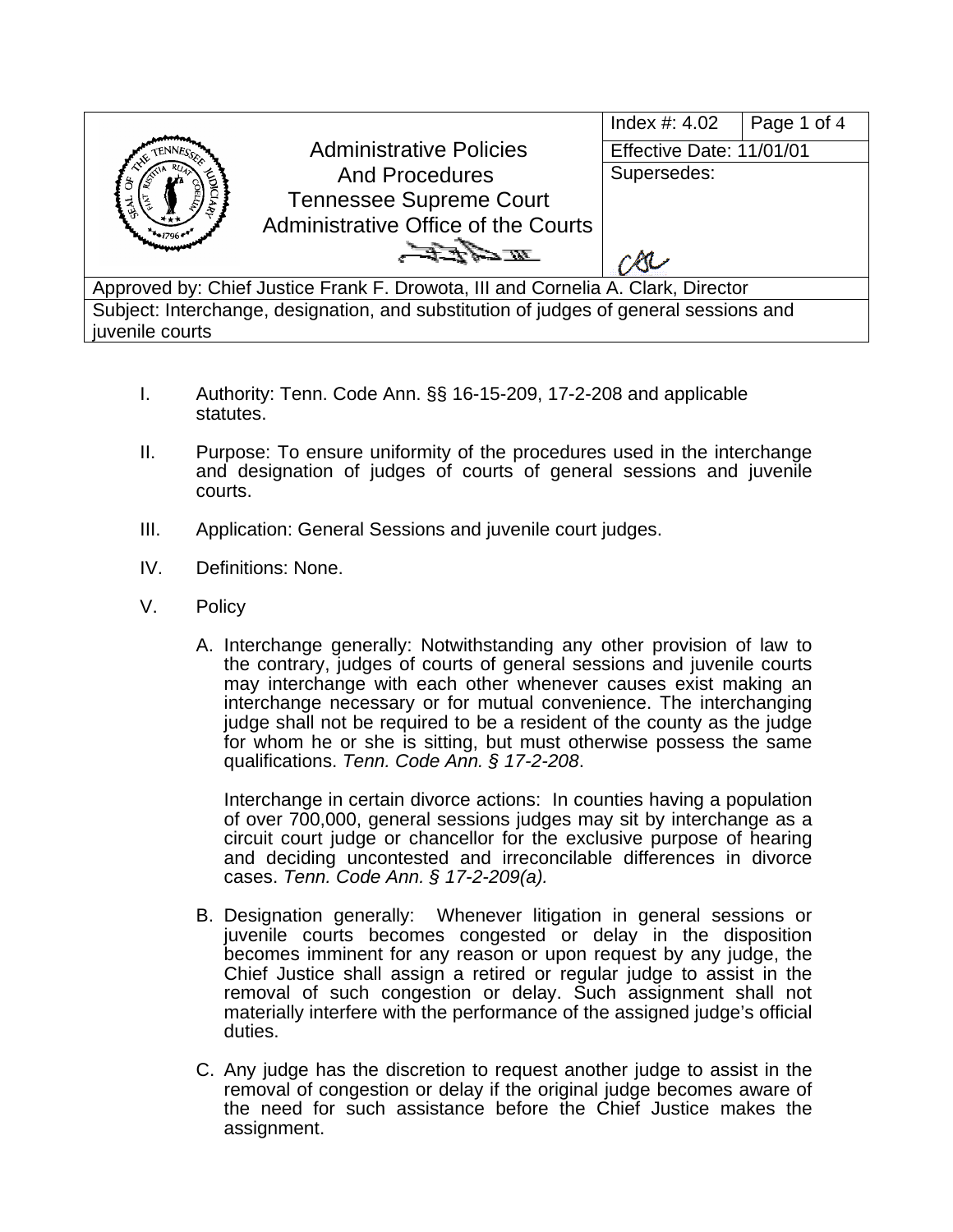| | Administrative Policies And Procedures Tennessee Supreme Court Administrative Office of the Courts | Index #: 4.02 | Page 1 of 4 |
|---|---|---|---|
| | | Effective Date: 11/01/01 | |
| | | Supersedes: | |
| Approved by: Chief Justice Frank F. Drowota, III and Cornelia A. Clark, Director | | | |
| Subject: Interchange, designation, and substitution of judges of general sessions and juvenile courts | | | |

I. Authority: Tenn. Code Ann. §§ 16-15-209, 17-2-208 and applicable statutes.

II. Purpose: To ensure uniformity of the procedures used in the interchange and designation of judges of courts of general sessions and juvenile courts.

III. Application: General Sessions and juvenile court judges.

IV. Definitions: None.

V. Policy

A. Interchange generally: Notwithstanding any other provision of law to the contrary, judges of courts of general sessions and juvenile courts may interchange with each other whenever causes exist making an interchange necessary or for mutual convenience. The interchanging judge shall not be required to be a resident of the county as the judge for whom he or she is sitting, but must otherwise possess the same qualifications. *Tenn. Code Ann. § 17-2-208*.

Interchange in certain divorce actions: In counties having a population of over 700,000, general sessions judges may sit by interchange as a circuit court judge or chancellor for the exclusive purpose of hearing and deciding uncontested and irreconcilable differences in divorce cases. *Tenn. Code Ann. § 17-2-209(a).*

B. Designation generally: Whenever litigation in general sessions or juvenile courts becomes congested or delay in the disposition becomes imminent for any reason or upon request by any judge, the Chief Justice shall assign a retired or regular judge to assist in the removal of such congestion or delay. Such assignment shall not materially interfere with the performance of the assigned judge's official duties.

C. Any judge has the discretion to request another judge to assist in the removal of congestion or delay if the original judge becomes aware of the need for such assistance before the Chief Justice makes the assignment.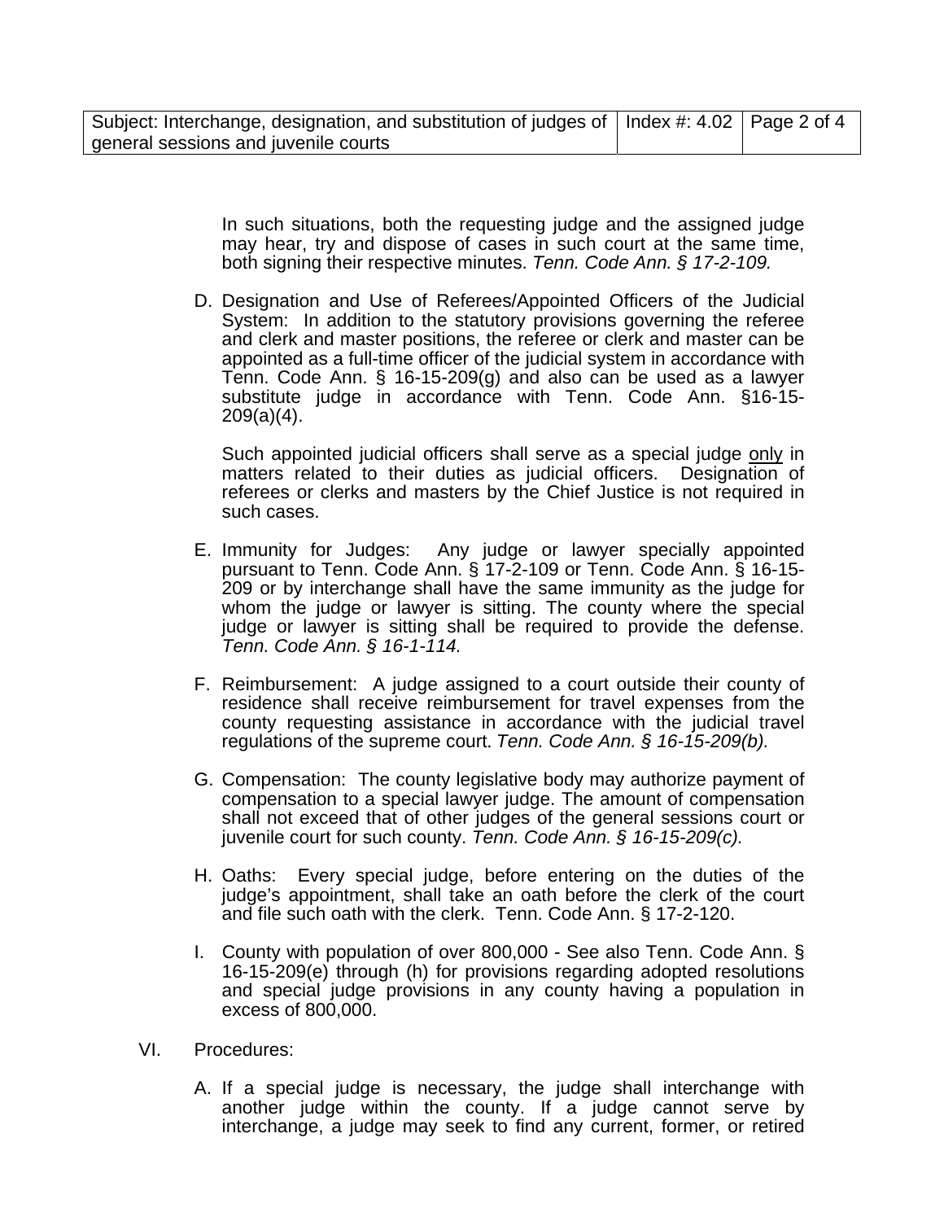In such situations, both the requesting judge and the assigned judge may hear, try and dispose of cases in such court at the same time, both signing their respective minutes. *Tenn. Code Ann. § 17-2-109.*

D. Designation and Use of Referees/Appointed Officers of the Judicial System: In addition to the statutory provisions governing the referee and clerk and master positions, the referee or clerk and master can be appointed as a full-time officer of the judicial system in accordance with Tenn. Code Ann. § 16-15-209(g) and also can be used as a lawyer substitute judge in accordance with Tenn. Code Ann. §16-15-209(a)(4).

   Such appointed judicial officers shall serve as a special judge <u>only</u> in matters related to their duties as judicial officers. Designation of referees or clerks and masters by the Chief Justice is not required in such cases.

E. Immunity for Judges: Any judge or lawyer specially appointed pursuant to Tenn. Code Ann. § 17-2-109 or Tenn. Code Ann. § 16-15-209 or by interchange shall have the same immunity as the judge for whom the judge or lawyer is sitting. The county where the special judge or lawyer is sitting shall be required to provide the defense. *Tenn. Code Ann. § 16-1-114.*

F. Reimbursement: A judge assigned to a court outside their county of residence shall receive reimbursement for travel expenses from the county requesting assistance in accordance with the judicial travel regulations of the supreme court. *Tenn. Code Ann. § 16-15-209(b).*

G. Compensation: The county legislative body may authorize payment of compensation to a special lawyer judge. The amount of compensation shall not exceed that of other judges of the general sessions court or juvenile court for such county. *Tenn. Code Ann. § 16-15-209(c).*

H. Oaths: Every special judge, before entering on the duties of the judge's appointment, shall take an oath before the clerk of the court and file such oath with the clerk. Tenn. Code Ann. § 17-2-120.

I. County with population of over 800,000 - See also Tenn. Code Ann. § 16-15-209(e) through (h) for provisions regarding adopted resolutions and special judge provisions in any county having a population in excess of 800,000.

VI. Procedures:

A. If a special judge is necessary, the judge shall interchange with another judge within the county. If a judge cannot serve by interchange, a judge may seek to find any current, former, or retired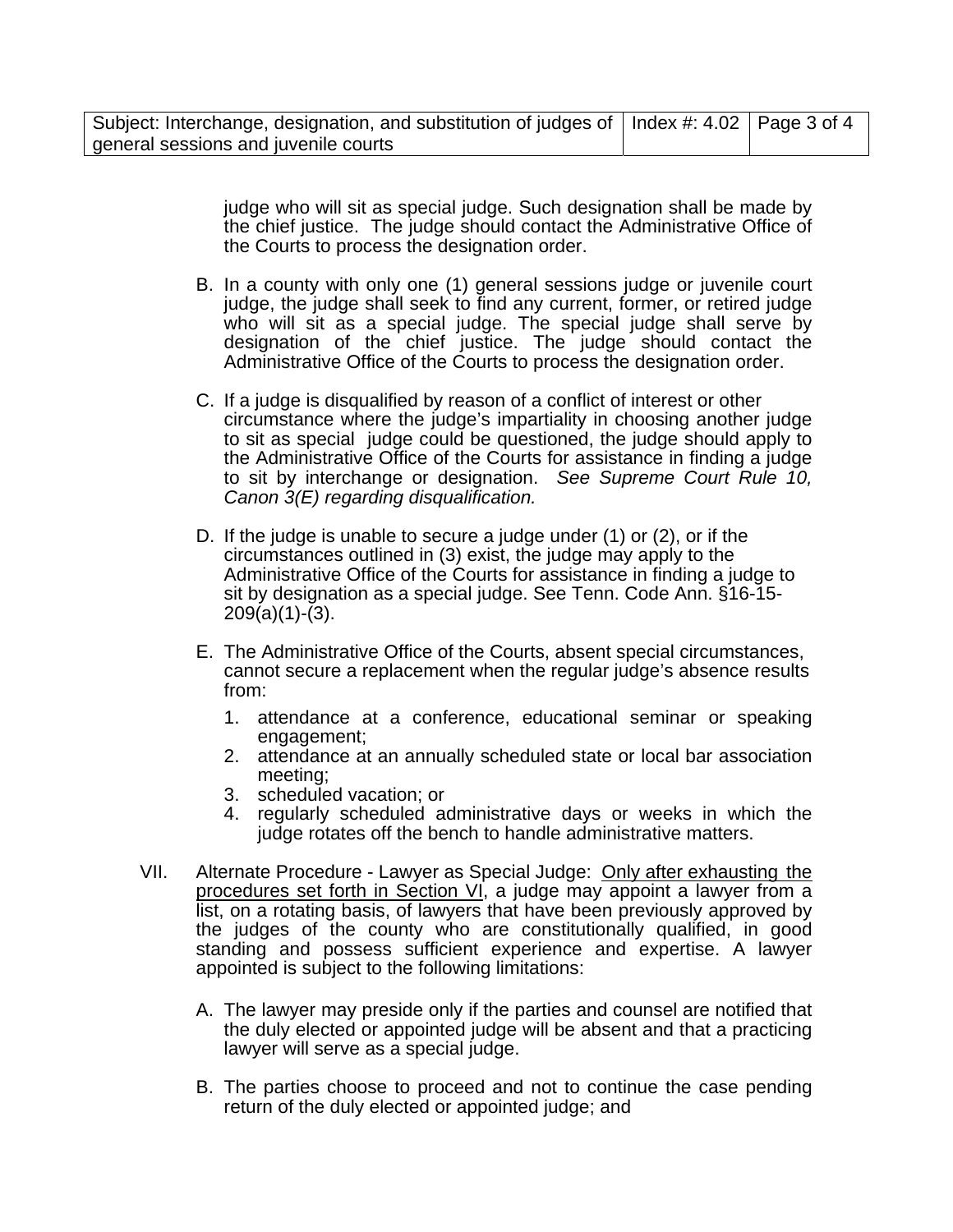judge who will sit as special judge. Such designation shall be made by the chief justice. The judge should contact the Administrative Office of the Courts to process the designation order.

B. In a county with only one (1) general sessions judge or juvenile court judge, the judge shall seek to find any current, former, or retired judge who will sit as a special judge. The special judge shall serve by designation of the chief justice. The judge should contact the Administrative Office of the Courts to process the designation order.

C. If a judge is disqualified by reason of a conflict of interest or other circumstance where the judge's impartiality in choosing another judge to sit as special judge could be questioned, the judge should apply to the Administrative Office of the Courts for assistance in finding a judge to sit by interchange or designation. *See Supreme Court Rule 10, Canon 3(E) regarding disqualification.*

D. If the judge is unable to secure a judge under (1) or (2), or if the circumstances outlined in (3) exist, the judge may apply to the Administrative Office of the Courts for assistance in finding a judge to sit by designation as a special judge. See Tenn. Code Ann. §16-15-209(a)(1)-(3).

E. The Administrative Office of the Courts, absent special circumstances, cannot secure a replacement when the regular judge's absence results from:

   1. attendance at a conference, educational seminar or speaking engagement;
   2. attendance at an annually scheduled state or local bar association meeting;
   3. scheduled vacation; or
   4. regularly scheduled administrative days or weeks in which the judge rotates off the bench to handle administrative matters.

VII. Alternate Procedure - Lawyer as Special Judge: <u>Only after exhausting the procedures set forth in Section VI</u>, a judge may appoint a lawyer from a list, on a rotating basis, of lawyers that have been previously approved by the judges of the county who are constitutionally qualified, in good standing and possess sufficient experience and expertise. A lawyer appointed is subject to the following limitations:

A. The lawyer may preside only if the parties and counsel are notified that the duly elected or appointed judge will be absent and that a practicing lawyer will serve as a special judge.

B. The parties choose to proceed and not to continue the case pending return of the duly elected or appointed judge; and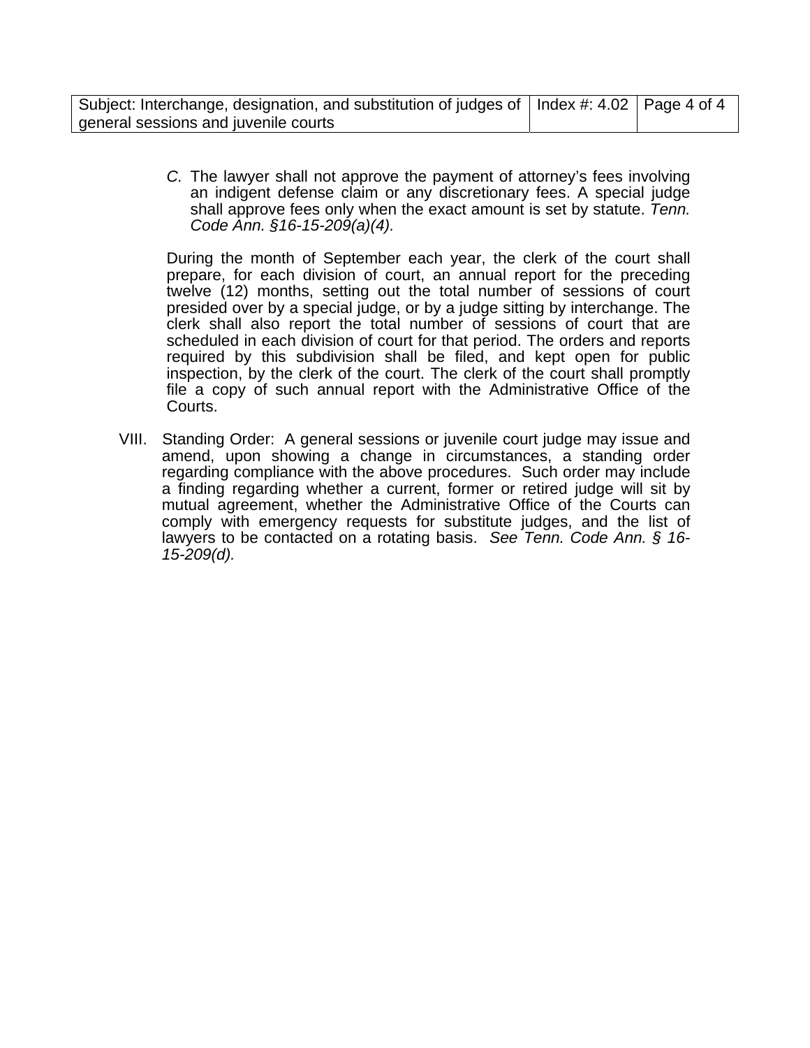C. The lawyer shall not approve the payment of attorney's fees involving an indigent defense claim or any discretionary fees. A special judge shall approve fees only when the exact amount is set by statute. *Tenn. Code Ann. §16-15-209(a)(4).*

During the month of September each year, the clerk of the court shall prepare, for each division of court, an annual report for the preceding twelve (12) months, setting out the total number of sessions of court presided over by a special judge, or by a judge sitting by interchange. The clerk shall also report the total number of sessions of court that are scheduled in each division of court for that period. The orders and reports required by this subdivision shall be filed, and kept open for public inspection, by the clerk of the court. The clerk of the court shall promptly file a copy of such annual report with the Administrative Office of the Courts.

VIII. Standing Order: A general sessions or juvenile court judge may issue and amend, upon showing a change in circumstances, a standing order regarding compliance with the above procedures. Such order may include a finding regarding whether a current, former or retired judge will sit by mutual agreement, whether the Administrative Office of the Courts can comply with emergency requests for substitute judges, and the list of lawyers to be contacted on a rotating basis. *See Tenn. Code Ann. § 16-15-209(d).*